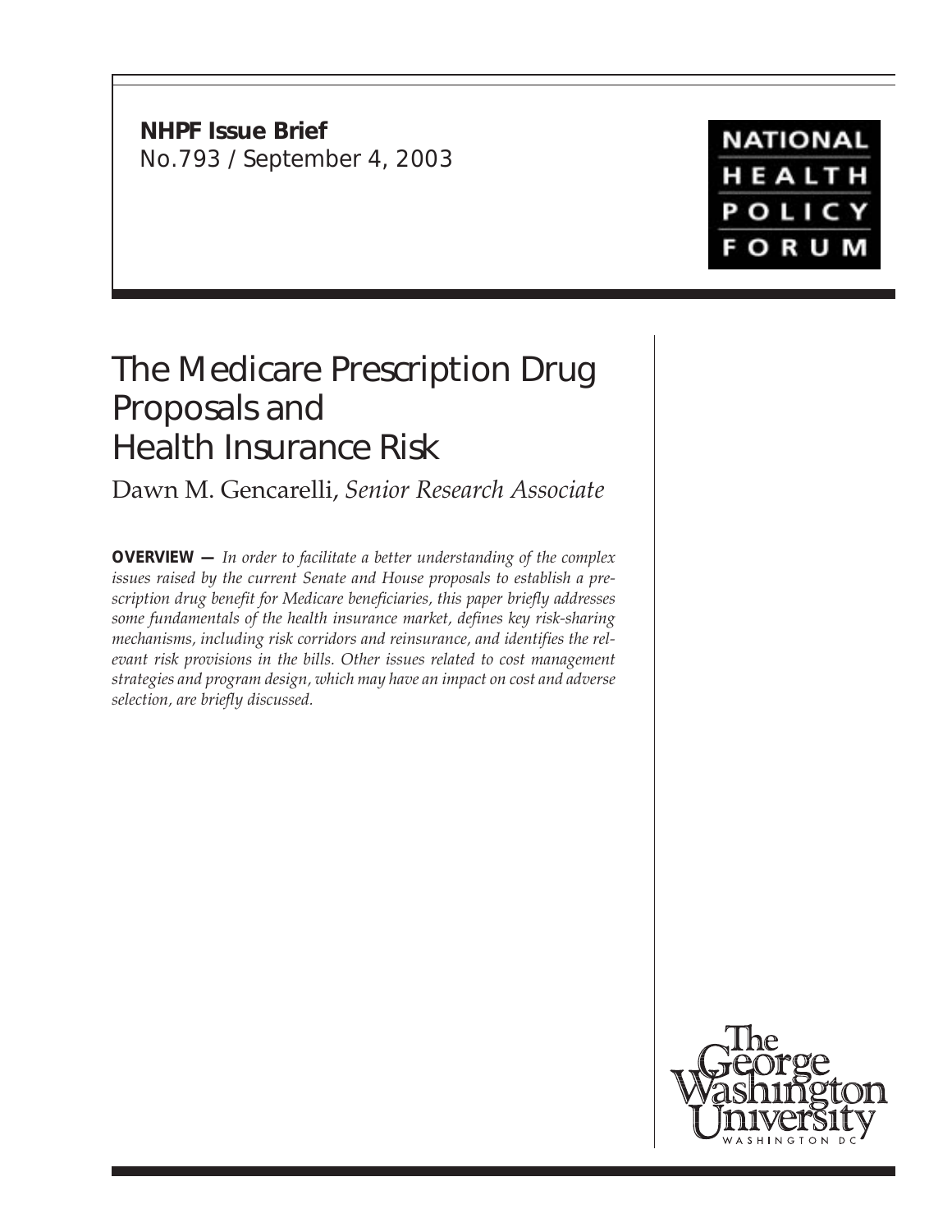**NHPF Issue Brief**
No.793 / September 4, 2003

NATIONAL HEALTH POLICY FORUM

# The Medicare Prescription Drug Proposals and Health Insurance Risk

Dawn M. Gencarelli, *Senior Research Associate*

**OVERVIEW —** *In order to facilitate a better understanding of the complex issues raised by the current Senate and House proposals to establish a prescription drug benefit for Medicare beneficiaries, this paper briefly addresses some fundamentals of the health insurance market, defines key risk-sharing mechanisms, including risk corridors and reinsurance, and identifies the relevant risk provisions in the bills. Other issues related to cost management strategies and program design, which may have an impact on cost and adverse selection, are briefly discussed.*

The George Washington University
WASHINGTON DC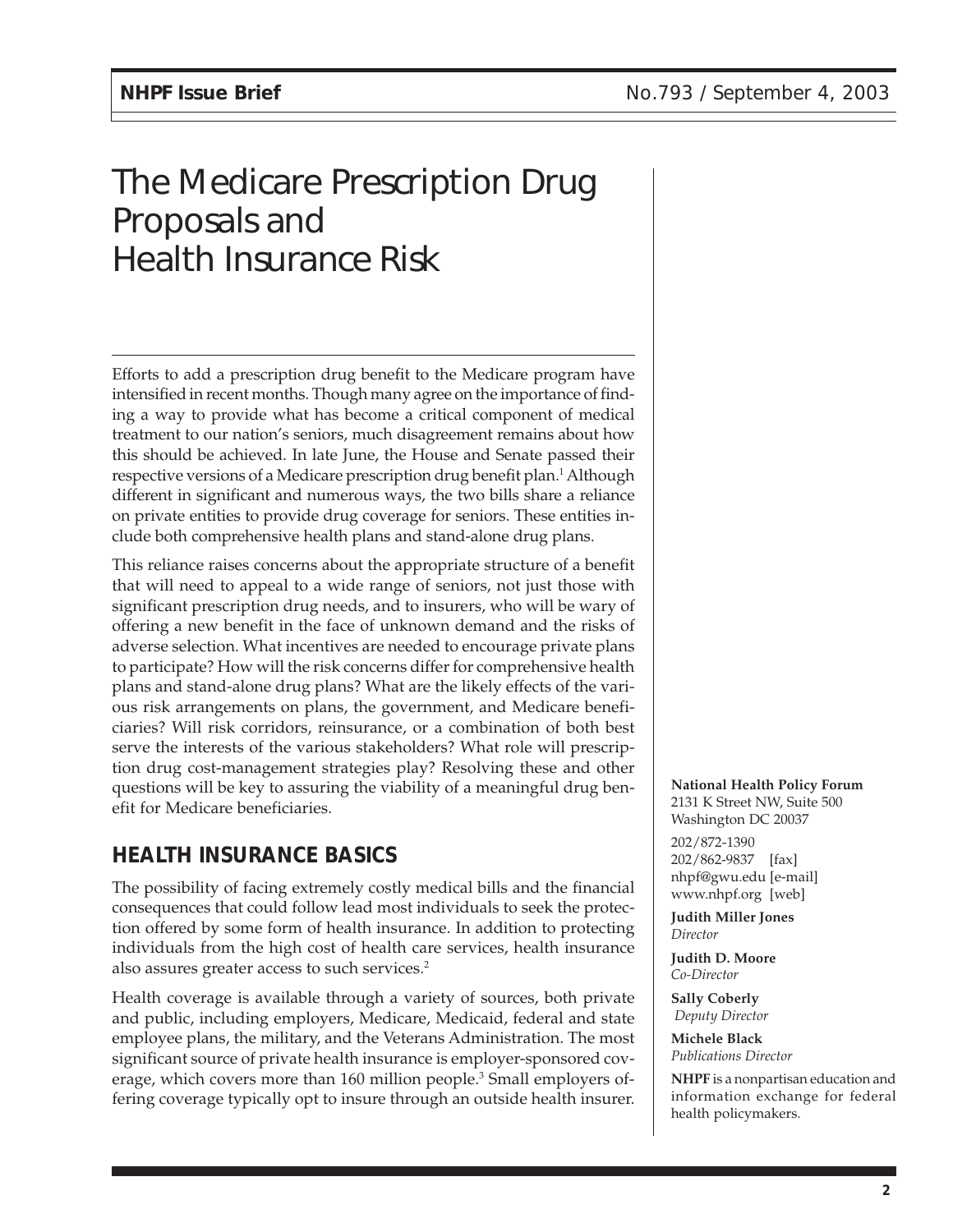# The Medicare Prescription Drug Proposals and Health Insurance Risk

Efforts to add a prescription drug benefit to the Medicare program have intensified in recent months. Though many agree on the importance of finding a way to provide what has become a critical component of medical treatment to our nation's seniors, much disagreement remains about how this should be achieved. In late June, the House and Senate passed their respective versions of a Medicare prescription drug benefit plan.[1] Although different in significant and numerous ways, the two bills share a reliance on private entities to provide drug coverage for seniors. These entities include both comprehensive health plans and stand-alone drug plans.

This reliance raises concerns about the appropriate structure of a benefit that will need to appeal to a wide range of seniors, not just those with significant prescription drug needs, and to insurers, who will be wary of offering a new benefit in the face of unknown demand and the risks of adverse selection. What incentives are needed to encourage private plans to participate? How will the risk concerns differ for comprehensive health plans and stand-alone drug plans? What are the likely effects of the various risk arrangements on plans, the government, and Medicare beneficiaries? Will risk corridors, reinsurance, or a combination of both best serve the interests of the various stakeholders? What role will prescription drug cost-management strategies play? Resolving these and other questions will be key to assuring the viability of a meaningful drug benefit for Medicare beneficiaries.

## HEALTH INSURANCE BASICS

The possibility of facing extremely costly medical bills and the financial consequences that could follow lead most individuals to seek the protection offered by some form of health insurance. In addition to protecting individuals from the high cost of health care services, health insurance also assures greater access to such services.[2]

Health coverage is available through a variety of sources, both private and public, including employers, Medicare, Medicaid, federal and state employee plans, the military, and the Veterans Administration. The most significant source of private health insurance is employer-sponsored coverage, which covers more than 160 million people.[3] Small employers offering coverage typically opt to insure through an outside health insurer.

**National Health Policy Forum**
2131 K Street NW, Suite 500
Washington DC 20037

202/872-1390
202/862-9837 [fax]
nhpf@gwu.edu [e-mail]
www.nhpf.org [web]

**Judith Miller Jones**
*Director*

**Judith D. Moore**
*Co-Director*

**Sally Coberly**
*Deputy Director*

**Michele Black**
*Publications Director*

**NHPF** is a nonpartisan education and information exchange for federal health policymakers.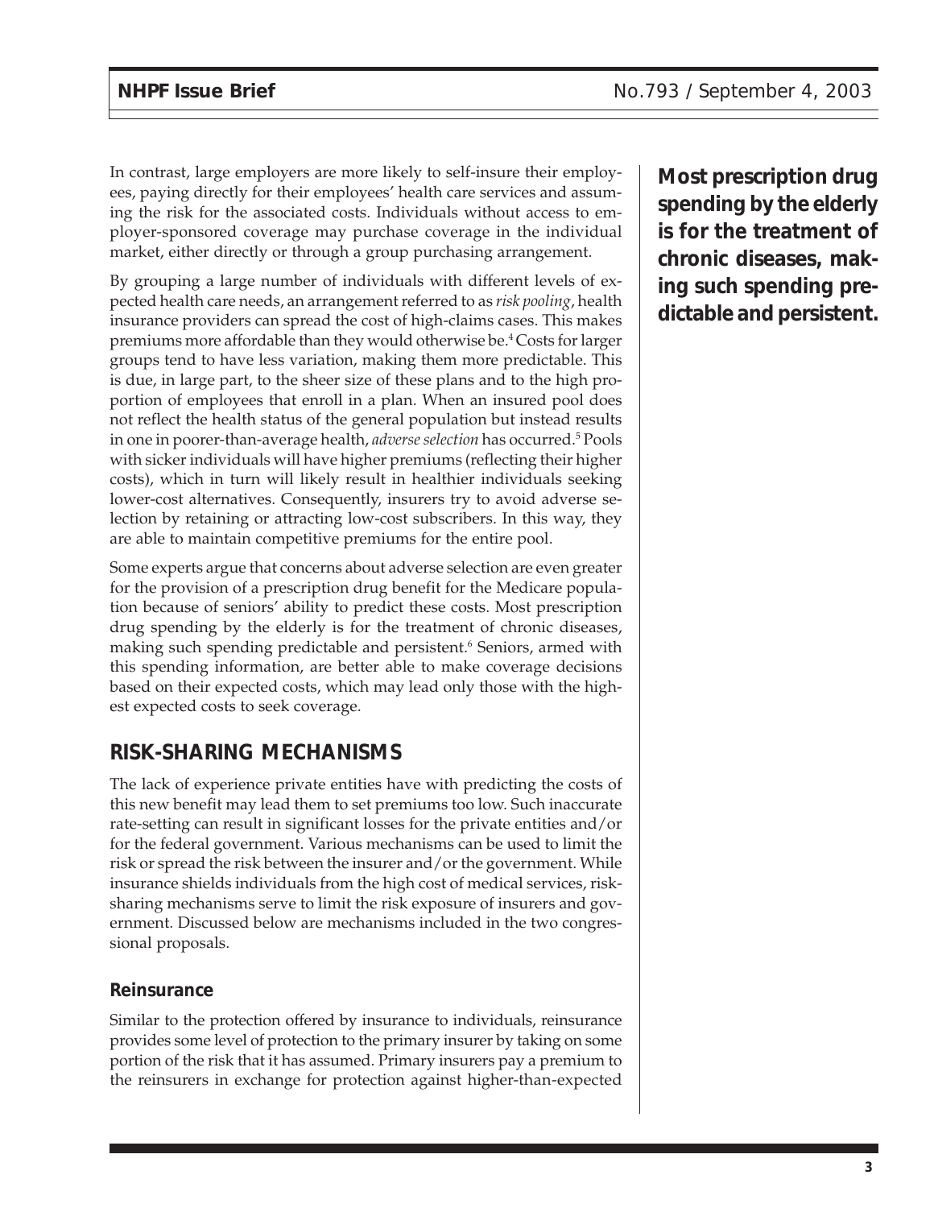In contrast, large employers are more likely to self-insure their employees, paying directly for their employees' health care services and assuming the risk for the associated costs. Individuals without access to employer-sponsored coverage may purchase coverage in the individual market, either directly or through a group purchasing arrangement.

By grouping a large number of individuals with different levels of expected health care needs, an arrangement referred to as *risk pooling*, health insurance providers can spread the cost of high-claims cases. This makes premiums more affordable than they would otherwise be.[4] Costs for larger groups tend to have less variation, making them more predictable. This is due, in large part, to the sheer size of these plans and to the high proportion of employees that enroll in a plan. When an insured pool does not reflect the health status of the general population but instead results in one in poorer-than-average health, *adverse selection* has occurred.[5] Pools with sicker individuals will have higher premiums (reflecting their higher costs), which in turn will likely result in healthier individuals seeking lower-cost alternatives. Consequently, insurers try to avoid adverse selection by retaining or attracting low-cost subscribers. In this way, they are able to maintain competitive premiums for the entire pool.

Some experts argue that concerns about adverse selection are even greater for the provision of a prescription drug benefit for the Medicare population because of seniors' ability to predict these costs. Most prescription drug spending by the elderly is for the treatment of chronic diseases, making such spending predictable and persistent.[6] Seniors, armed with this spending information, are better able to make coverage decisions based on their expected costs, which may lead only those with the highest expected costs to seek coverage.

**Most prescription drug spending by the elderly is for the treatment of chronic diseases, making such spending predictable and persistent.**

## RISK-SHARING MECHANISMS

The lack of experience private entities have with predicting the costs of this new benefit may lead them to set premiums too low. Such inaccurate rate-setting can result in significant losses for the private entities and/or for the federal government. Various mechanisms can be used to limit the risk or spread the risk between the insurer and/or the government. While insurance shields individuals from the high cost of medical services, risk-sharing mechanisms serve to limit the risk exposure of insurers and government. Discussed below are mechanisms included in the two congressional proposals.

### Reinsurance

Similar to the protection offered by insurance to individuals, reinsurance provides some level of protection to the primary insurer by taking on some portion of the risk that it has assumed. Primary insurers pay a premium to the reinsurers in exchange for protection against higher-than-expected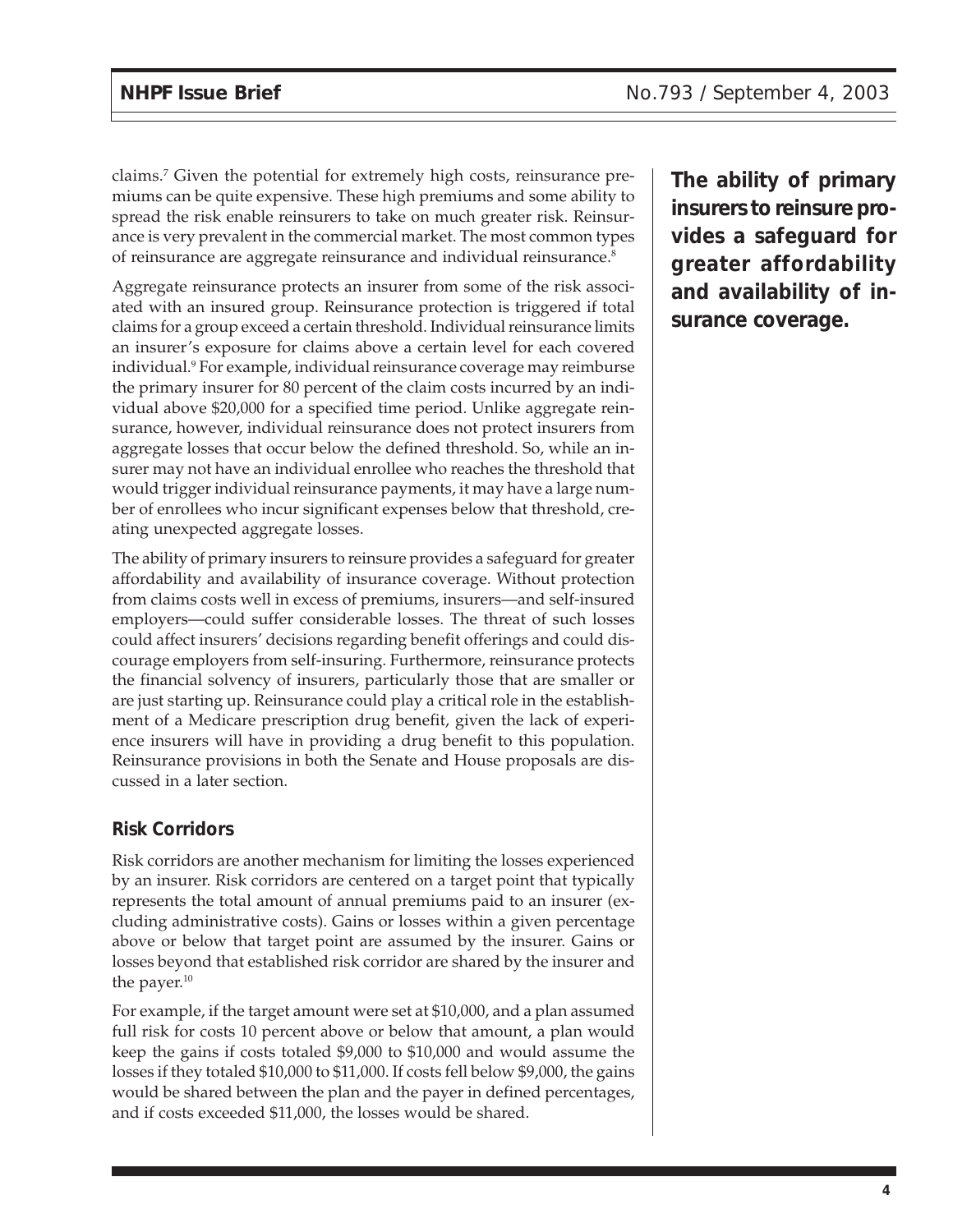claims.[7] Given the potential for extremely high costs, reinsurance premiums can be quite expensive. These high premiums and some ability to spread the risk enable reinsurers to take on much greater risk. Reinsurance is very prevalent in the commercial market. The most common types of reinsurance are aggregate reinsurance and individual reinsurance.[8]

Aggregate reinsurance protects an insurer from some of the risk associated with an insured group. Reinsurance protection is triggered if total claims for a group exceed a certain threshold. Individual reinsurance limits an insurer's exposure for claims above a certain level for each covered individual.[9] For example, individual reinsurance coverage may reimburse the primary insurer for 80 percent of the claim costs incurred by an individual above $20,000 for a specified time period. Unlike aggregate reinsurance, however, individual reinsurance does not protect insurers from aggregate losses that occur below the defined threshold. So, while an insurer may not have an individual enrollee who reaches the threshold that would trigger individual reinsurance payments, it may have a large number of enrollees who incur significant expenses below that threshold, creating unexpected aggregate losses.

The ability of primary insurers to reinsure provides a safeguard for greater affordability and availability of insurance coverage. Without protection from claims costs well in excess of premiums, insurers—and self-insured employers—could suffer considerable losses. The threat of such losses could affect insurers' decisions regarding benefit offerings and could discourage employers from self-insuring. Furthermore, reinsurance protects the financial solvency of insurers, particularly those that are smaller or are just starting up. Reinsurance could play a critical role in the establishment of a Medicare prescription drug benefit, given the lack of experience insurers will have in providing a drug benefit to this population. Reinsurance provisions in both the Senate and House proposals are discussed in a later section.

**The ability of primary insurers to reinsure provides a safeguard for greater affordability and availability of insurance coverage.**

## Risk Corridors

Risk corridors are another mechanism for limiting the losses experienced by an insurer. Risk corridors are centered on a target point that typically represents the total amount of annual premiums paid to an insurer (excluding administrative costs). Gains or losses within a given percentage above or below that target point are assumed by the insurer. Gains or losses beyond that established risk corridor are shared by the insurer and the payer.[10]

For example, if the target amount were set at $10,000, and a plan assumed full risk for costs 10 percent above or below that amount, a plan would keep the gains if costs totaled $9,000 to $10,000 and would assume the losses if they totaled $10,000 to $11,000. If costs fell below $9,000, the gains would be shared between the plan and the payer in defined percentages, and if costs exceeded $11,000, the losses would be shared.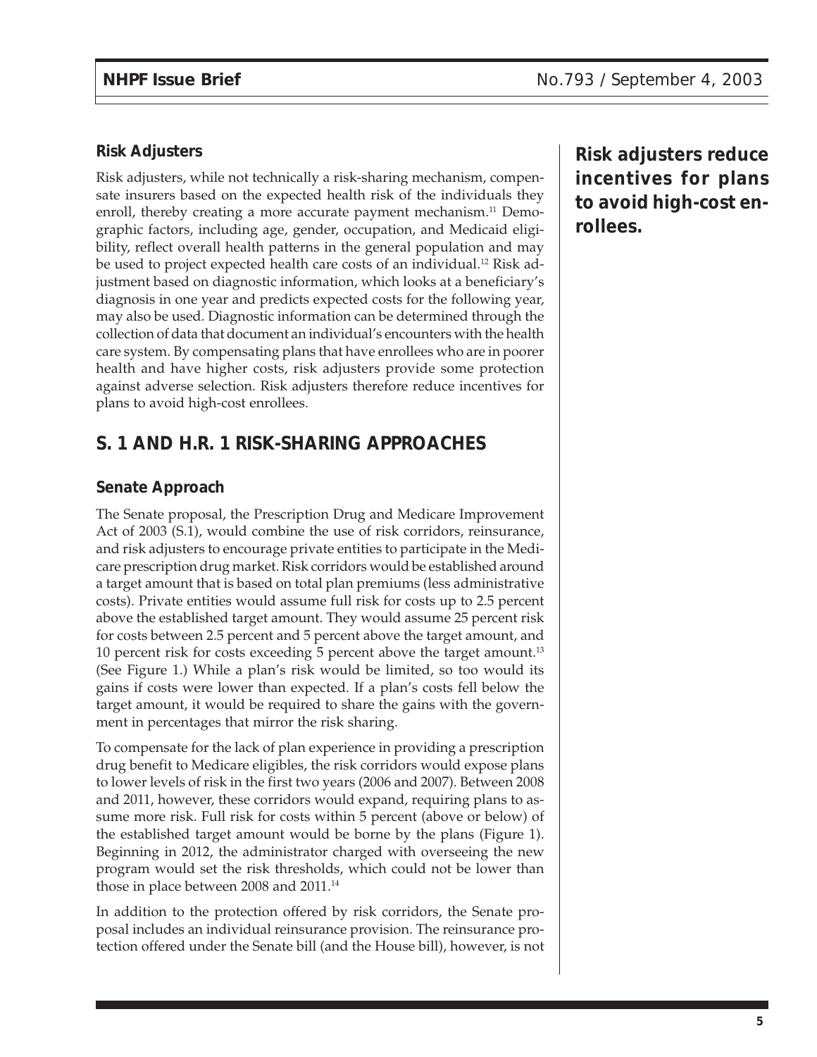### Risk Adjusters

Risk adjusters, while not technically a risk-sharing mechanism, compensate insurers based on the expected health risk of the individuals they enroll, thereby creating a more accurate payment mechanism.[11] Demographic factors, including age, gender, occupation, and Medicaid eligibility, reflect overall health patterns in the general population and may be used to project expected health care costs of an individual.[12] Risk adjustment based on diagnostic information, which looks at a beneficiary's diagnosis in one year and predicts expected costs for the following year, may also be used. Diagnostic information can be determined through the collection of data that document an individual's encounters with the health care system. By compensating plans that have enrollees who are in poorer health and have higher costs, risk adjusters provide some protection against adverse selection. Risk adjusters therefore reduce incentives for plans to avoid high-cost enrollees.

**Risk adjusters reduce incentives for plans to avoid high-cost enrollees.**

## S. 1 AND H.R. 1 RISK-SHARING APPROACHES

### Senate Approach

The Senate proposal, the Prescription Drug and Medicare Improvement Act of 2003 (S.1), would combine the use of risk corridors, reinsurance, and risk adjusters to encourage private entities to participate in the Medicare prescription drug market. Risk corridors would be established around a target amount that is based on total plan premiums (less administrative costs). Private entities would assume full risk for costs up to 2.5 percent above the established target amount. They would assume 25 percent risk for costs between 2.5 percent and 5 percent above the target amount, and 10 percent risk for costs exceeding 5 percent above the target amount.[13] (See Figure 1.) While a plan's risk would be limited, so too would its gains if costs were lower than expected. If a plan's costs fell below the target amount, it would be required to share the gains with the government in percentages that mirror the risk sharing.

To compensate for the lack of plan experience in providing a prescription drug benefit to Medicare eligibles, the risk corridors would expose plans to lower levels of risk in the first two years (2006 and 2007). Between 2008 and 2011, however, these corridors would expand, requiring plans to assume more risk. Full risk for costs within 5 percent (above or below) of the established target amount would be borne by the plans (Figure 1). Beginning in 2012, the administrator charged with overseeing the new program would set the risk thresholds, which could not be lower than those in place between 2008 and 2011.[14]

In addition to the protection offered by risk corridors, the Senate proposal includes an individual reinsurance provision. The reinsurance protection offered under the Senate bill (and the House bill), however, is not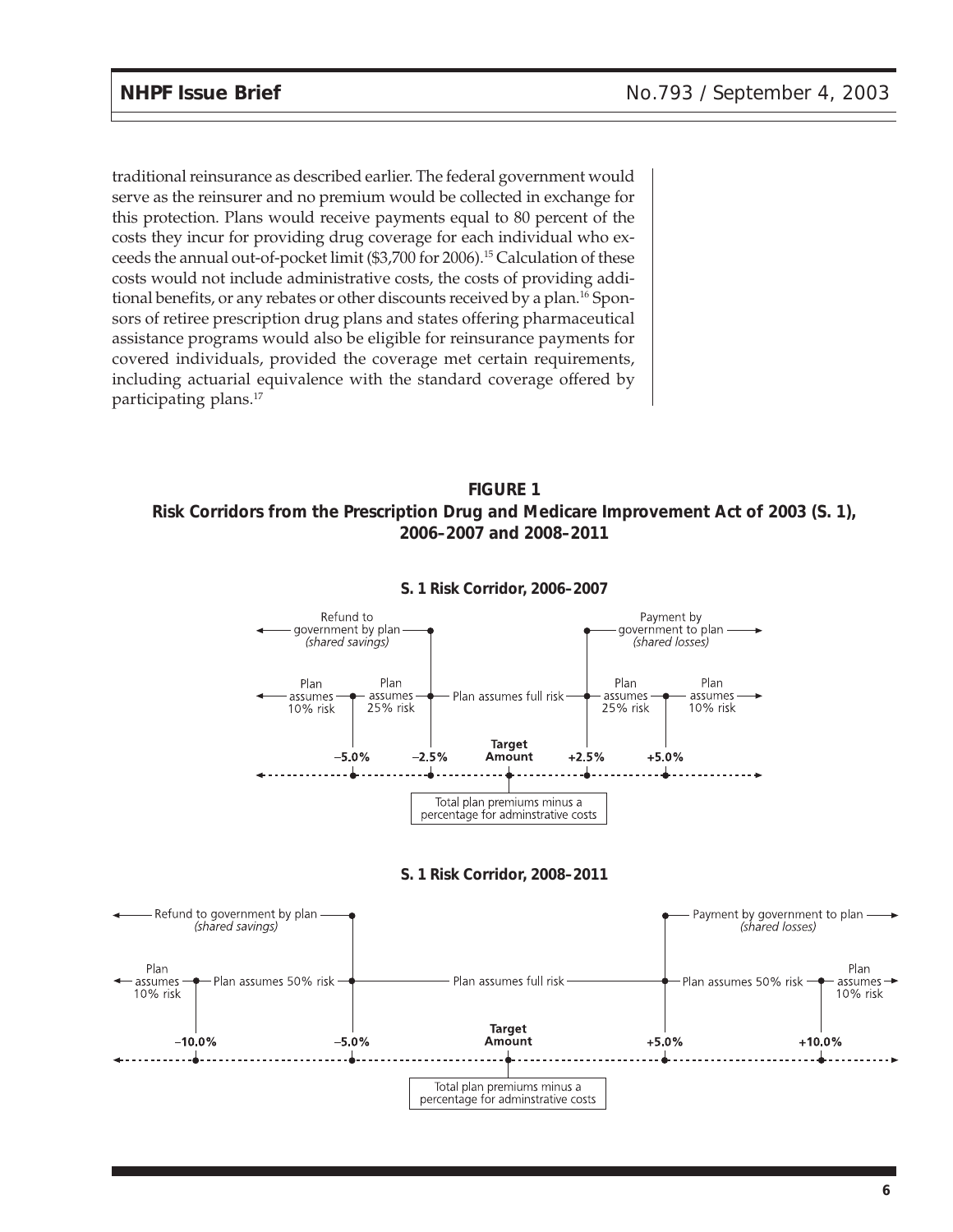traditional reinsurance as described earlier. The federal government would serve as the reinsurer and no premium would be collected in exchange for this protection. Plans would receive payments equal to 80 percent of the costs they incur for providing drug coverage for each individual who exceeds the annual out-of-pocket limit ($3,700 for 2006).[15] Calculation of these costs would not include administrative costs, the costs of providing additional benefits, or any rebates or other discounts received by a plan.[16] Sponsors of retiree prescription drug plans and states offering pharmaceutical assistance programs would also be eligible for reinsurance payments for covered individuals, provided the coverage met certain requirements, including actuarial equivalence with the standard coverage offered by participating plans.[17]

**FIGURE 1**
**Risk Corridors from the Prescription Drug and Medicare Improvement Act of 2003 (S. 1), 2006–2007 and 2008–2011**

**S. 1 Risk Corridor, 2006–2007**

Refund to government by plan *(shared savings)* | Payment by government to plan *(shared losses)*

Plan assumes 10% risk | Plan assumes 25% risk | Plan assumes full risk | Plan assumes 25% risk | Plan assumes 10% risk

–5.0% | –2.5% | Target Amount | +2.5% | +5.0%

Total plan premiums minus a percentage for adminstrative costs

**S. 1 Risk Corridor, 2008–2011**

Refund to government by plan *(shared savings)* | Payment by government to plan *(shared losses)*

Plan assumes 10% risk | Plan assumes 50% risk | Plan assumes full risk | Plan assumes 50% risk | Plan assumes 10% risk

–10.0% | –5.0% | Target Amount | +5.0% | +10.0%

Total plan premiums minus a percentage for adminstrative costs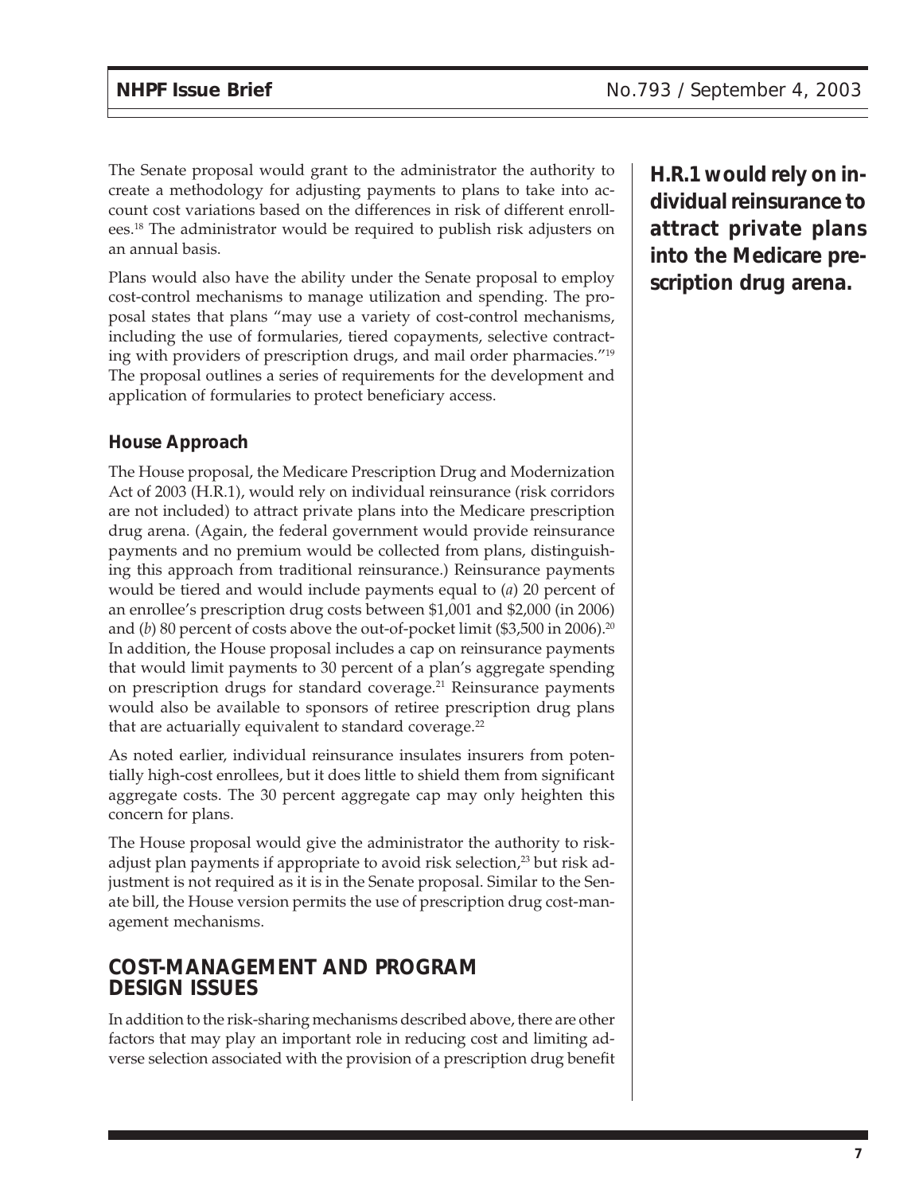The Senate proposal would grant to the administrator the authority to create a methodology for adjusting payments to plans to take into account cost variations based on the differences in risk of different enrollees.[18] The administrator would be required to publish risk adjusters on an annual basis.

Plans would also have the ability under the Senate proposal to employ cost-control mechanisms to manage utilization and spending. The proposal states that plans "may use a variety of cost-control mechanisms, including the use of formularies, tiered copayments, selective contracting with providers of prescription drugs, and mail order pharmacies."[19] The proposal outlines a series of requirements for the development and application of formularies to protect beneficiary access.

**H.R.1 would rely on individual reinsurance to attract private plans into the Medicare prescription drug arena.**

### House Approach

The House proposal, the Medicare Prescription Drug and Modernization Act of 2003 (H.R.1), would rely on individual reinsurance (risk corridors are not included) to attract private plans into the Medicare prescription drug arena. (Again, the federal government would provide reinsurance payments and no premium would be collected from plans, distinguishing this approach from traditional reinsurance.) Reinsurance payments would be tiered and would include payments equal to (*a*) 20 percent of an enrollee's prescription drug costs between $1,001 and $2,000 (in 2006) and (*b*) 80 percent of costs above the out-of-pocket limit ($3,500 in 2006).[20] In addition, the House proposal includes a cap on reinsurance payments that would limit payments to 30 percent of a plan's aggregate spending on prescription drugs for standard coverage.[21] Reinsurance payments would also be available to sponsors of retiree prescription drug plans that are actuarially equivalent to standard coverage.[22]

As noted earlier, individual reinsurance insulates insurers from potentially high-cost enrollees, but it does little to shield them from significant aggregate costs. The 30 percent aggregate cap may only heighten this concern for plans.

The House proposal would give the administrator the authority to risk-adjust plan payments if appropriate to avoid risk selection,[23] but risk adjustment is not required as it is in the Senate proposal. Similar to the Senate bill, the House version permits the use of prescription drug cost-management mechanisms.

## COST-MANAGEMENT AND PROGRAM DESIGN ISSUES

In addition to the risk-sharing mechanisms described above, there are other factors that may play an important role in reducing cost and limiting adverse selection associated with the provision of a prescription drug benefit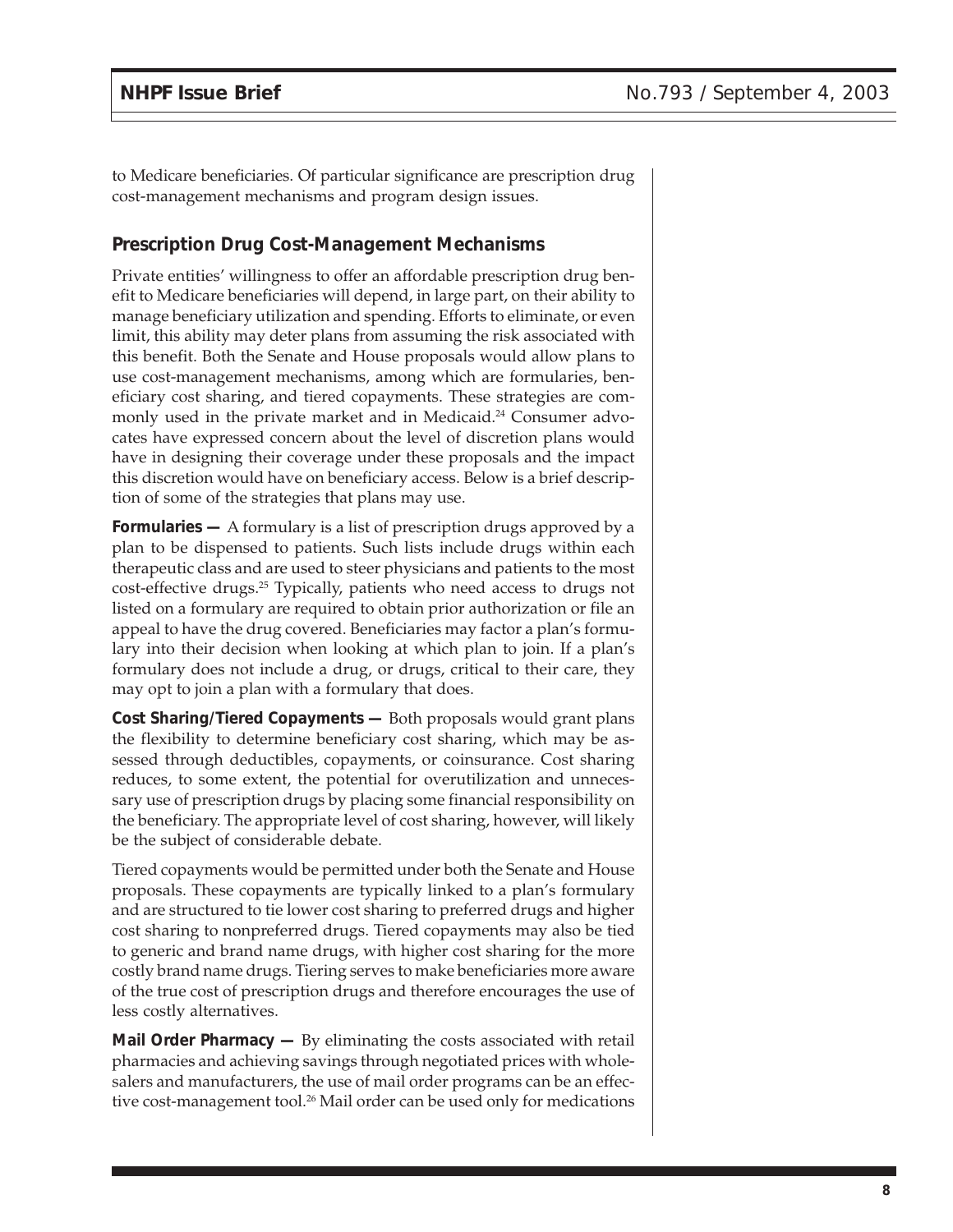to Medicare beneficiaries. Of particular significance are prescription drug cost-management mechanisms and program design issues.

## Prescription Drug Cost-Management Mechanisms

Private entities' willingness to offer an affordable prescription drug benefit to Medicare beneficiaries will depend, in large part, on their ability to manage beneficiary utilization and spending. Efforts to eliminate, or even limit, this ability may deter plans from assuming the risk associated with this benefit. Both the Senate and House proposals would allow plans to use cost-management mechanisms, among which are formularies, beneficiary cost sharing, and tiered copayments. These strategies are commonly used in the private market and in Medicaid.[24] Consumer advocates have expressed concern about the level of discretion plans would have in designing their coverage under these proposals and the impact this discretion would have on beneficiary access. Below is a brief description of some of the strategies that plans may use.

**Formularies —** A formulary is a list of prescription drugs approved by a plan to be dispensed to patients. Such lists include drugs within each therapeutic class and are used to steer physicians and patients to the most cost-effective drugs.[25] Typically, patients who need access to drugs not listed on a formulary are required to obtain prior authorization or file an appeal to have the drug covered. Beneficiaries may factor a plan's formulary into their decision when looking at which plan to join. If a plan's formulary does not include a drug, or drugs, critical to their care, they may opt to join a plan with a formulary that does.

**Cost Sharing/Tiered Copayments —** Both proposals would grant plans the flexibility to determine beneficiary cost sharing, which may be assessed through deductibles, copayments, or coinsurance. Cost sharing reduces, to some extent, the potential for overutilization and unnecessary use of prescription drugs by placing some financial responsibility on the beneficiary. The appropriate level of cost sharing, however, will likely be the subject of considerable debate.

Tiered copayments would be permitted under both the Senate and House proposals. These copayments are typically linked to a plan's formulary and are structured to tie lower cost sharing to preferred drugs and higher cost sharing to nonpreferred drugs. Tiered copayments may also be tied to generic and brand name drugs, with higher cost sharing for the more costly brand name drugs. Tiering serves to make beneficiaries more aware of the true cost of prescription drugs and therefore encourages the use of less costly alternatives.

**Mail Order Pharmacy —** By eliminating the costs associated with retail pharmacies and achieving savings through negotiated prices with wholesalers and manufacturers, the use of mail order programs can be an effective cost-management tool.[26] Mail order can be used only for medications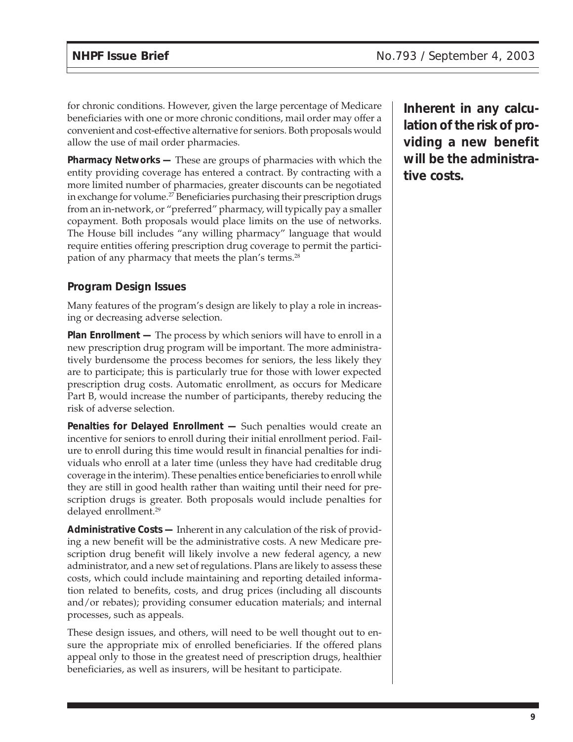for chronic conditions. However, given the large percentage of Medicare beneficiaries with one or more chronic conditions, mail order may offer a convenient and cost-effective alternative for seniors. Both proposals would allow the use of mail order pharmacies.

**Pharmacy Networks —** These are groups of pharmacies with which the entity providing coverage has entered a contract. By contracting with a more limited number of pharmacies, greater discounts can be negotiated in exchange for volume.[27] Beneficiaries purchasing their prescription drugs from an in-network, or "preferred" pharmacy, will typically pay a smaller copayment. Both proposals would place limits on the use of networks. The House bill includes "any willing pharmacy" language that would require entities offering prescription drug coverage to permit the participation of any pharmacy that meets the plan's terms.[28]

### Program Design Issues

Many features of the program's design are likely to play a role in increasing or decreasing adverse selection.

**Plan Enrollment —** The process by which seniors will have to enroll in a new prescription drug program will be important. The more administratively burdensome the process becomes for seniors, the less likely they are to participate; this is particularly true for those with lower expected prescription drug costs. Automatic enrollment, as occurs for Medicare Part B, would increase the number of participants, thereby reducing the risk of adverse selection.

**Penalties for Delayed Enrollment —** Such penalties would create an incentive for seniors to enroll during their initial enrollment period. Failure to enroll during this time would result in financial penalties for individuals who enroll at a later time (unless they have had creditable drug coverage in the interim). These penalties entice beneficiaries to enroll while they are still in good health rather than waiting until their need for prescription drugs is greater. Both proposals would include penalties for delayed enrollment.[29]

**Administrative Costs —** Inherent in any calculation of the risk of providing a new benefit will be the administrative costs. A new Medicare prescription drug benefit will likely involve a new federal agency, a new administrator, and a new set of regulations. Plans are likely to assess these costs, which could include maintaining and reporting detailed information related to benefits, costs, and drug prices (including all discounts and/or rebates); providing consumer education materials; and internal processes, such as appeals.

These design issues, and others, will need to be well thought out to ensure the appropriate mix of enrolled beneficiaries. If the offered plans appeal only to those in the greatest need of prescription drugs, healthier beneficiaries, as well as insurers, will be hesitant to participate.

**Inherent in any calculation of the risk of providing a new benefit will be the administrative costs.**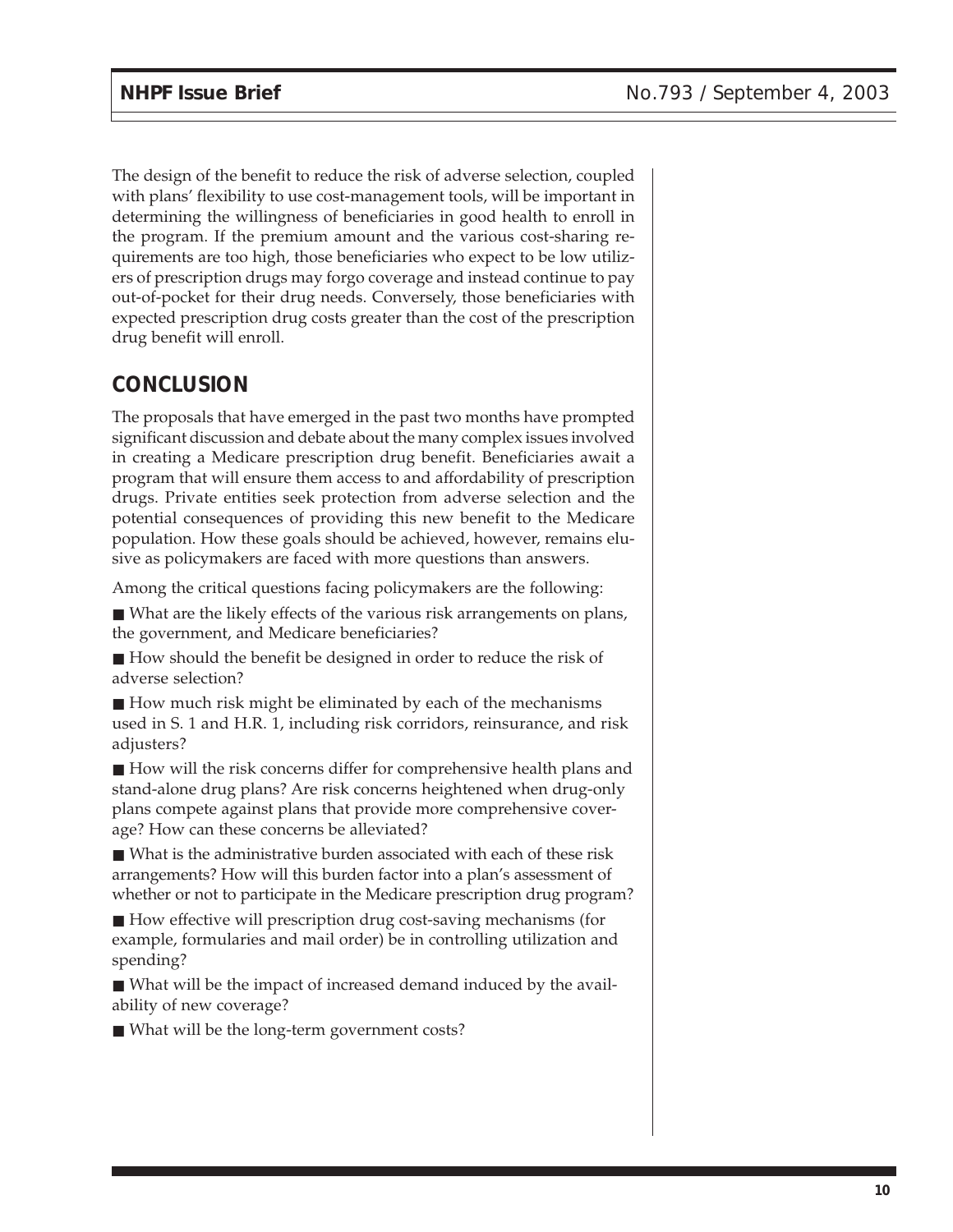The design of the benefit to reduce the risk of adverse selection, coupled with plans' flexibility to use cost-management tools, will be important in determining the willingness of beneficiaries in good health to enroll in the program. If the premium amount and the various cost-sharing requirements are too high, those beneficiaries who expect to be low utilizers of prescription drugs may forgo coverage and instead continue to pay out-of-pocket for their drug needs. Conversely, those beneficiaries with expected prescription drug costs greater than the cost of the prescription drug benefit will enroll.

## CONCLUSION

The proposals that have emerged in the past two months have prompted significant discussion and debate about the many complex issues involved in creating a Medicare prescription drug benefit. Beneficiaries await a program that will ensure them access to and affordability of prescription drugs. Private entities seek protection from adverse selection and the potential consequences of providing this new benefit to the Medicare population. How these goals should be achieved, however, remains elusive as policymakers are faced with more questions than answers.

Among the critical questions facing policymakers are the following:

- What are the likely effects of the various risk arrangements on plans, the government, and Medicare beneficiaries?
- How should the benefit be designed in order to reduce the risk of adverse selection?
- How much risk might be eliminated by each of the mechanisms used in S. 1 and H.R. 1, including risk corridors, reinsurance, and risk adjusters?
- How will the risk concerns differ for comprehensive health plans and stand-alone drug plans? Are risk concerns heightened when drug-only plans compete against plans that provide more comprehensive coverage? How can these concerns be alleviated?
- What is the administrative burden associated with each of these risk arrangements? How will this burden factor into a plan's assessment of whether or not to participate in the Medicare prescription drug program?
- How effective will prescription drug cost-saving mechanisms (for example, formularies and mail order) be in controlling utilization and spending?
- What will be the impact of increased demand induced by the availability of new coverage?
- What will be the long-term government costs?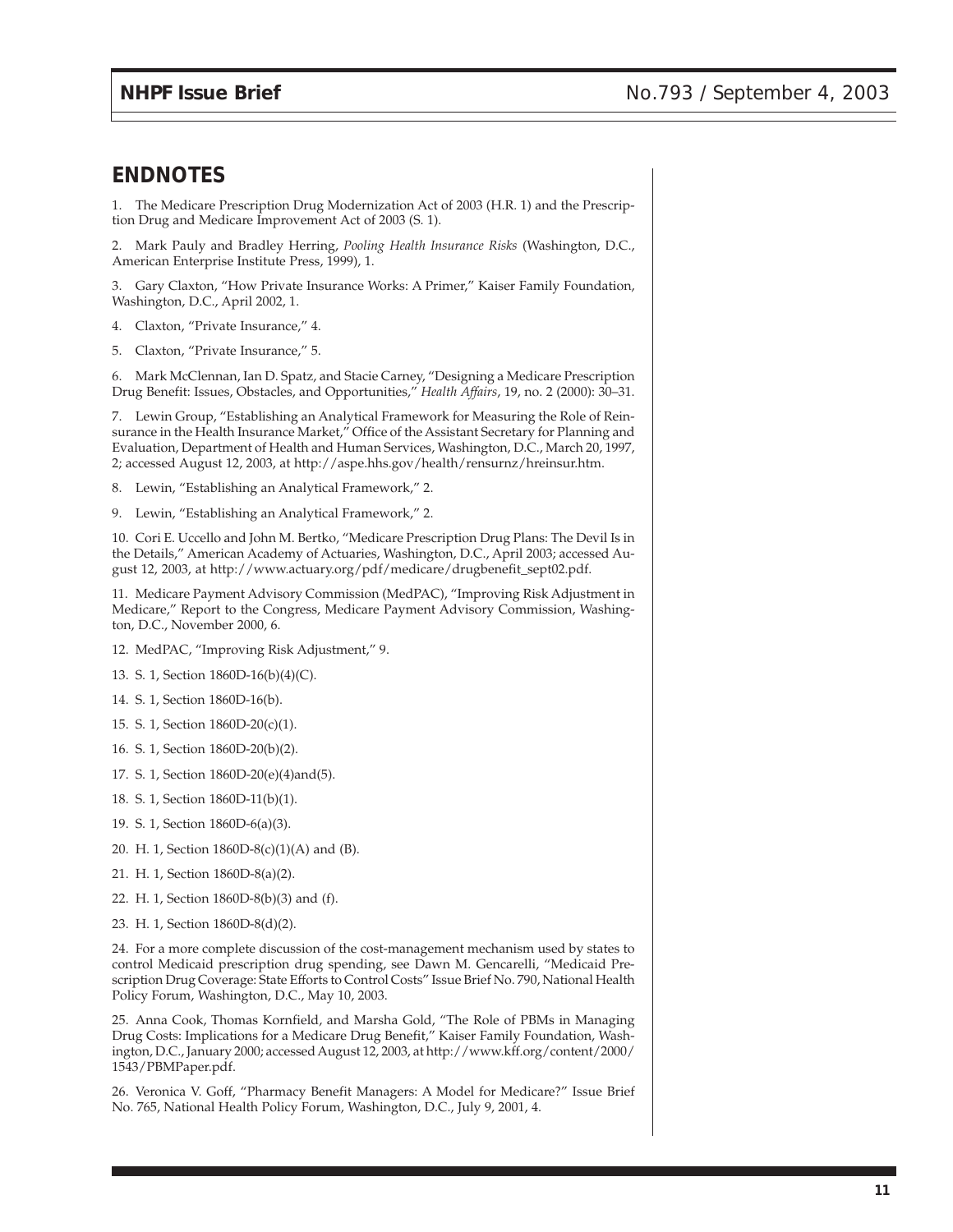## ENDNOTES

1. The Medicare Prescription Drug Modernization Act of 2003 (H.R. 1) and the Prescription Drug and Medicare Improvement Act of 2003 (S. 1).

2. Mark Pauly and Bradley Herring, *Pooling Health Insurance Risks* (Washington, D.C., American Enterprise Institute Press, 1999), 1.

3. Gary Claxton, "How Private Insurance Works: A Primer," Kaiser Family Foundation, Washington, D.C., April 2002, 1.

4. Claxton, "Private Insurance," 4.

5. Claxton, "Private Insurance," 5.

6. Mark McClennan, Ian D. Spatz, and Stacie Carney, "Designing a Medicare Prescription Drug Benefit: Issues, Obstacles, and Opportunities," *Health Affairs*, 19, no. 2 (2000): 30–31.

7. Lewin Group, "Establishing an Analytical Framework for Measuring the Role of Reinsurance in the Health Insurance Market," Office of the Assistant Secretary for Planning and Evaluation, Department of Health and Human Services, Washington, D.C., March 20, 1997, 2; accessed August 12, 2003, at http://aspe.hhs.gov/health/rensurnz/hreinsur.htm.

8. Lewin, "Establishing an Analytical Framework," 2.

9. Lewin, "Establishing an Analytical Framework," 2.

10. Cori E. Uccello and John M. Bertko, "Medicare Prescription Drug Plans: The Devil Is in the Details," American Academy of Actuaries, Washington, D.C., April 2003; accessed August 12, 2003, at http://www.actuary.org/pdf/medicare/drugbenefit_sept02.pdf.

11. Medicare Payment Advisory Commission (MedPAC), "Improving Risk Adjustment in Medicare," Report to the Congress, Medicare Payment Advisory Commission, Washington, D.C., November 2000, 6.

12. MedPAC, "Improving Risk Adjustment," 9.

13. S. 1, Section 1860D-16(b)(4)(C).

14. S. 1, Section 1860D-16(b).

15. S. 1, Section 1860D-20(c)(1).

16. S. 1, Section 1860D-20(b)(2).

17. S. 1, Section 1860D-20(e)(4)and(5).

18. S. 1, Section 1860D-11(b)(1).

19. S. 1, Section 1860D-6(a)(3).

20. H. 1, Section 1860D-8(c)(1)(A) and (B).

21. H. 1, Section 1860D-8(a)(2).

22. H. 1, Section 1860D-8(b)(3) and (f).

23. H. 1, Section 1860D-8(d)(2).

24. For a more complete discussion of the cost-management mechanism used by states to control Medicaid prescription drug spending, see Dawn M. Gencarelli, "Medicaid Prescription Drug Coverage: State Efforts to Control Costs" Issue Brief No. 790, National Health Policy Forum, Washington, D.C., May 10, 2003.

25. Anna Cook, Thomas Kornfield, and Marsha Gold, "The Role of PBMs in Managing Drug Costs: Implications for a Medicare Drug Benefit," Kaiser Family Foundation, Washington, D.C., January 2000; accessed August 12, 2003, at http://www.kff.org/content/2000/1543/PBMPaper.pdf.

26. Veronica V. Goff, "Pharmacy Benefit Managers: A Model for Medicare?" Issue Brief No. 765, National Health Policy Forum, Washington, D.C., July 9, 2001, 4.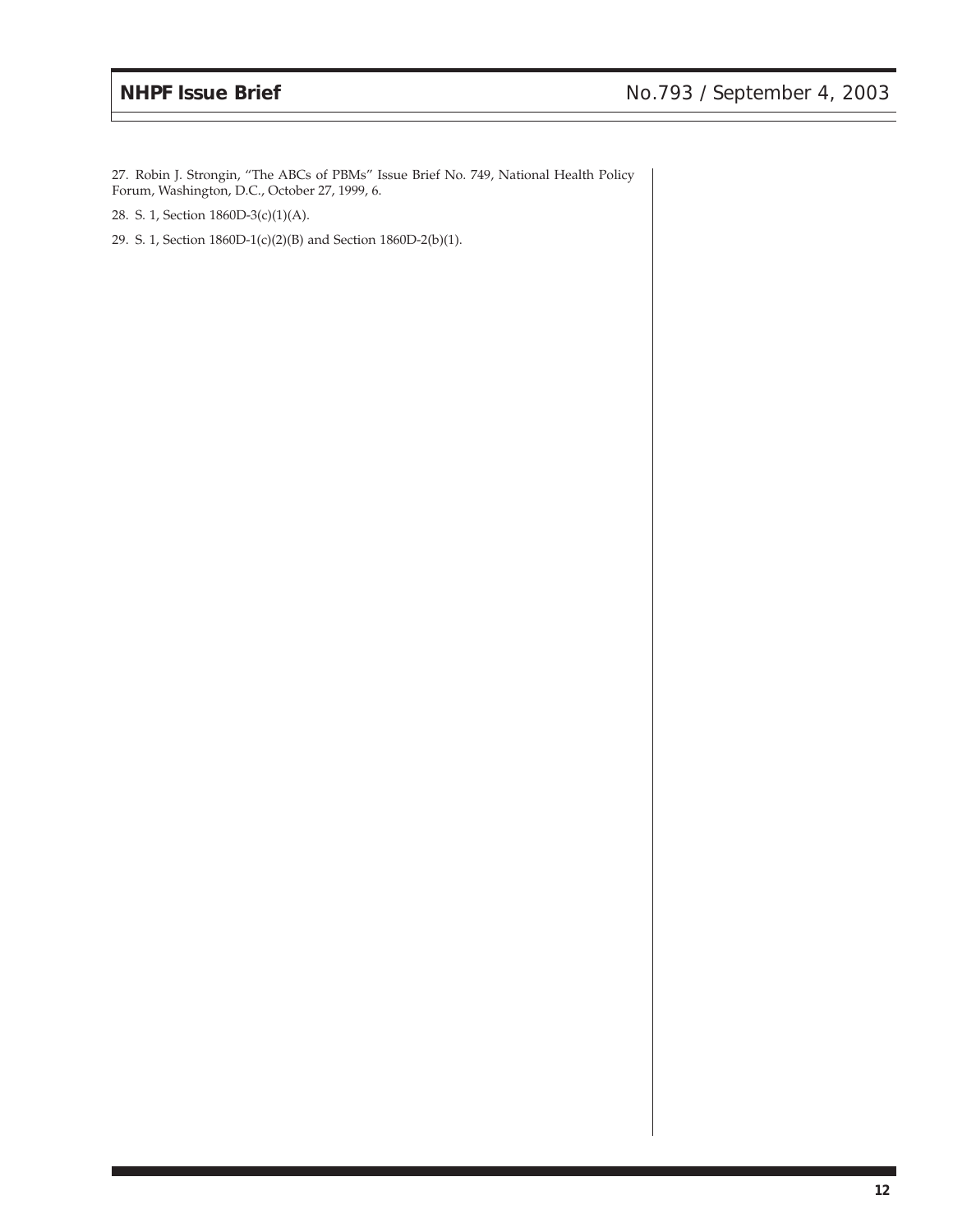27. Robin J. Strongin, "The ABCs of PBMs" Issue Brief No. 749, National Health Policy Forum, Washington, D.C., October 27, 1999, 6.

28. S. 1, Section 1860D-3(c)(1)(A).

29. S. 1, Section 1860D-1(c)(2)(B) and Section 1860D-2(b)(1).